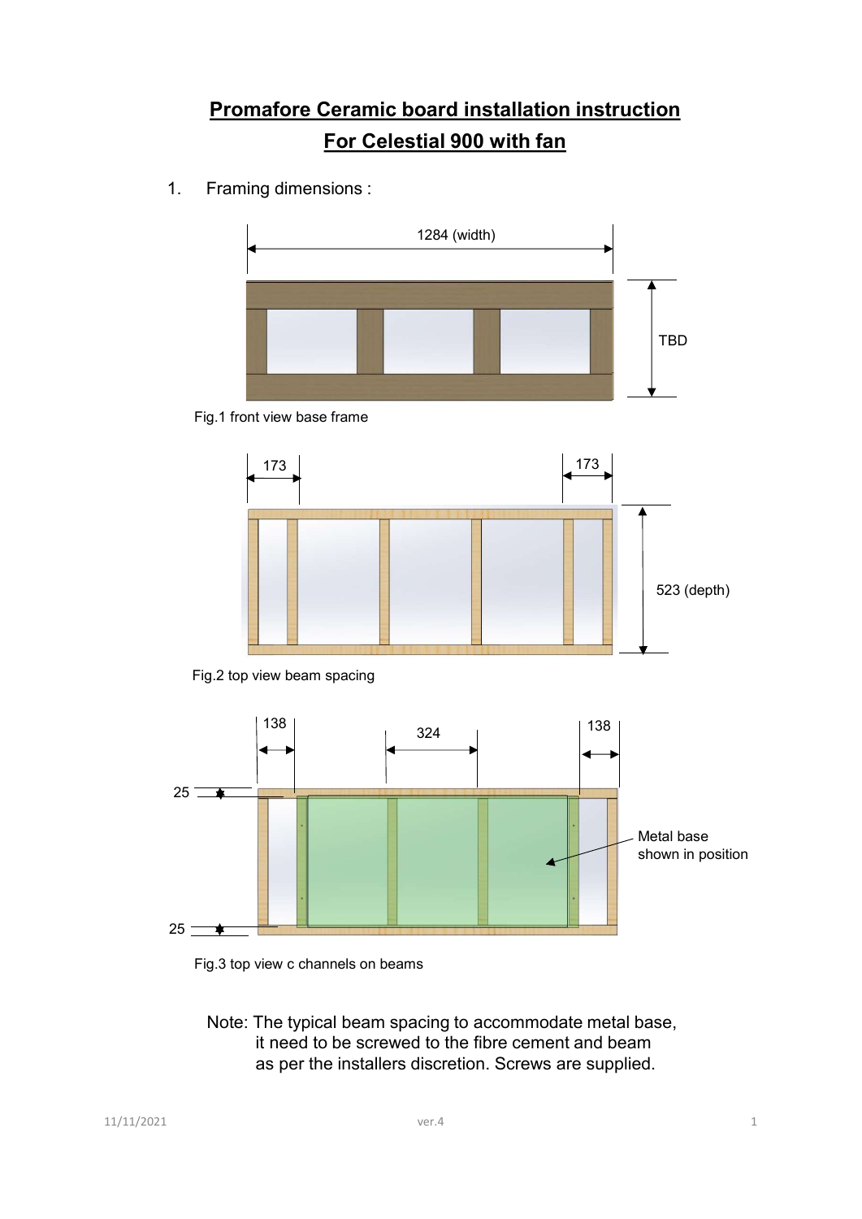# Promafore Ceramic board installation instruction
## For Celestial 900 with fan

1. Framing dimensions :

1284 (width)

TBD

Fig.1 front view base frame

173

173

523 (depth)

Fig.2 top view beam spacing

138

324

138

25

25

Metal base shown in position

Fig.3 top view c channels on beams

Note: The typical beam spacing to accommodate metal base, it need to be screwed to the fibre cement and beam as per the installers discretion. Screws are supplied.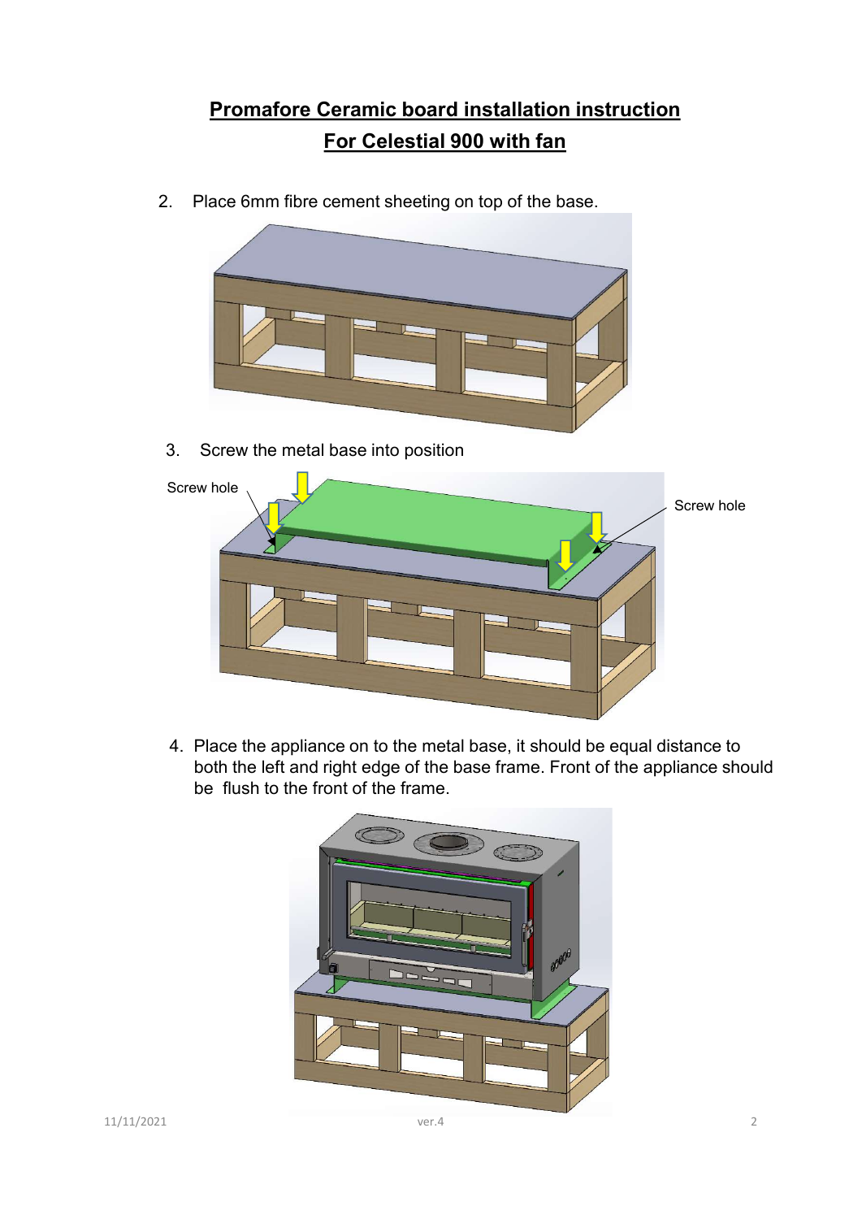# Promafore Ceramic board installation instruction

## For Celestial 900 with fan

2. Place 6mm fibre cement sheeting on top of the base.

3. Screw the metal base into position

Screw hole

Screw hole

4. Place the appliance on to the metal base, it should be equal distance to both the left and right edge of the base frame. Front of the appliance should be flush to the front of the frame.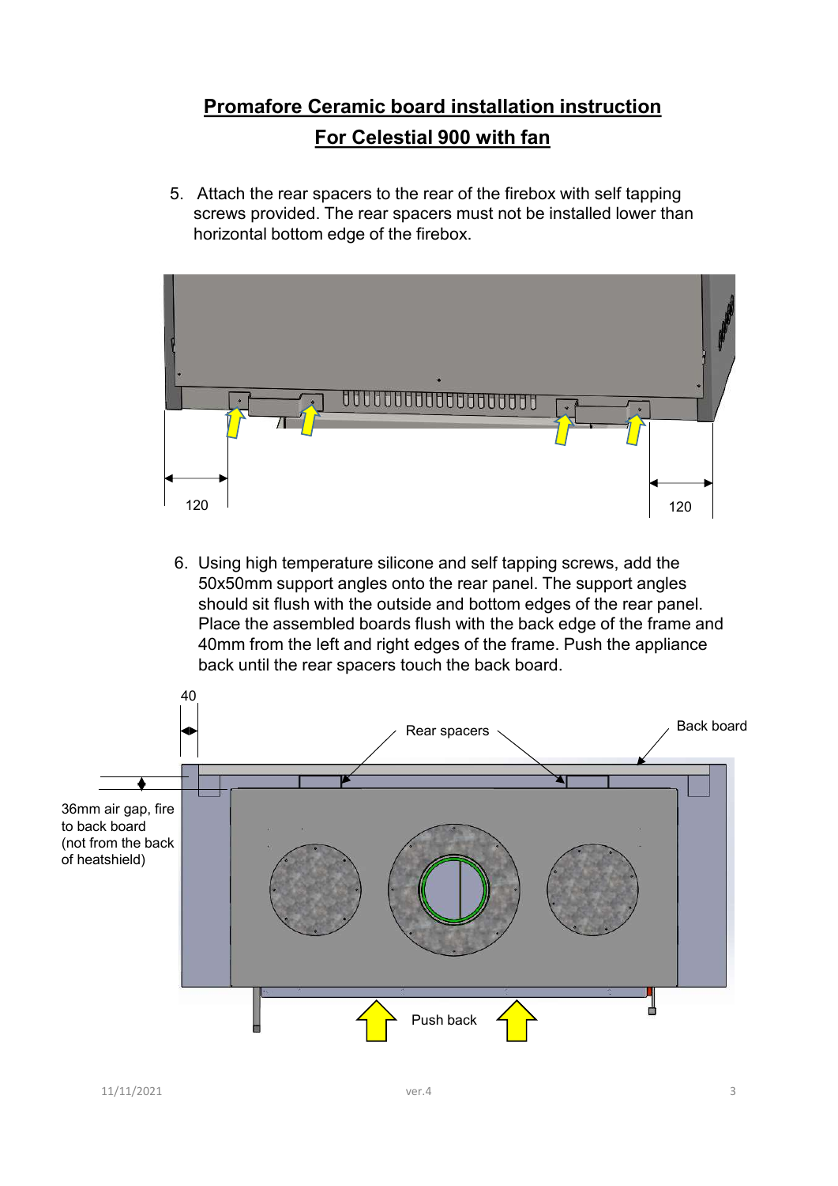# Promafore Ceramic board installation instruction
## For Celestial 900 with fan

5. Attach the rear spacers to the rear of the firebox with self tapping screws provided. The rear spacers must not be installed lower than horizontal bottom edge of the firebox.

6. Using high temperature silicone and self tapping screws, add the 50x50mm support angles onto the rear panel. The support angles should sit flush with the outside and bottom edges of the rear panel. Place the assembled boards flush with the back edge of the frame and 40mm from the left and right edges of the frame. Push the appliance back until the rear spacers touch the back board.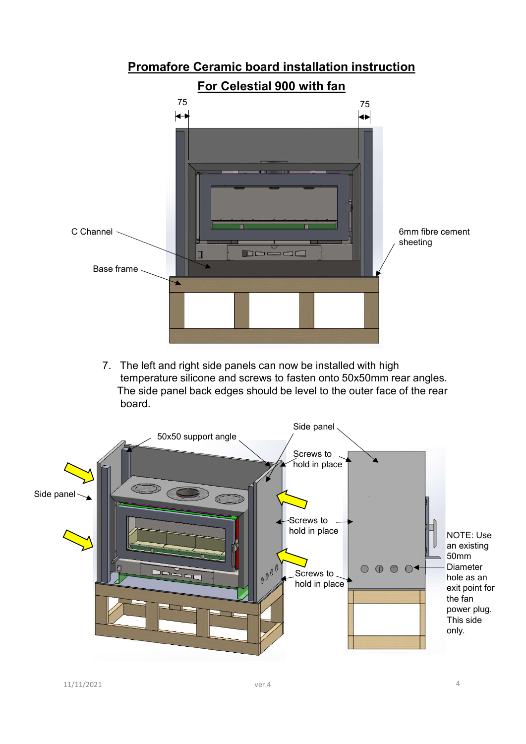# Promafore Ceramic board installation instruction

## For Celestial 900 with fan

75

75

C Channel

Base frame

6mm fibre cement sheeting

7. The left and right side panels can now be installed with high temperature silicone and screws to fasten onto 50x50mm rear angles. The side panel back edges should be level to the outer face of the rear board.

50x50 support angle

Side panel

Side panel

Screws to hold in place

Screws to hold in place

Screws to hold in place

NOTE: Use an existing 50mm Diameter hole as an exit point for the fan power plug. This side only.

11/11/2021 ver.4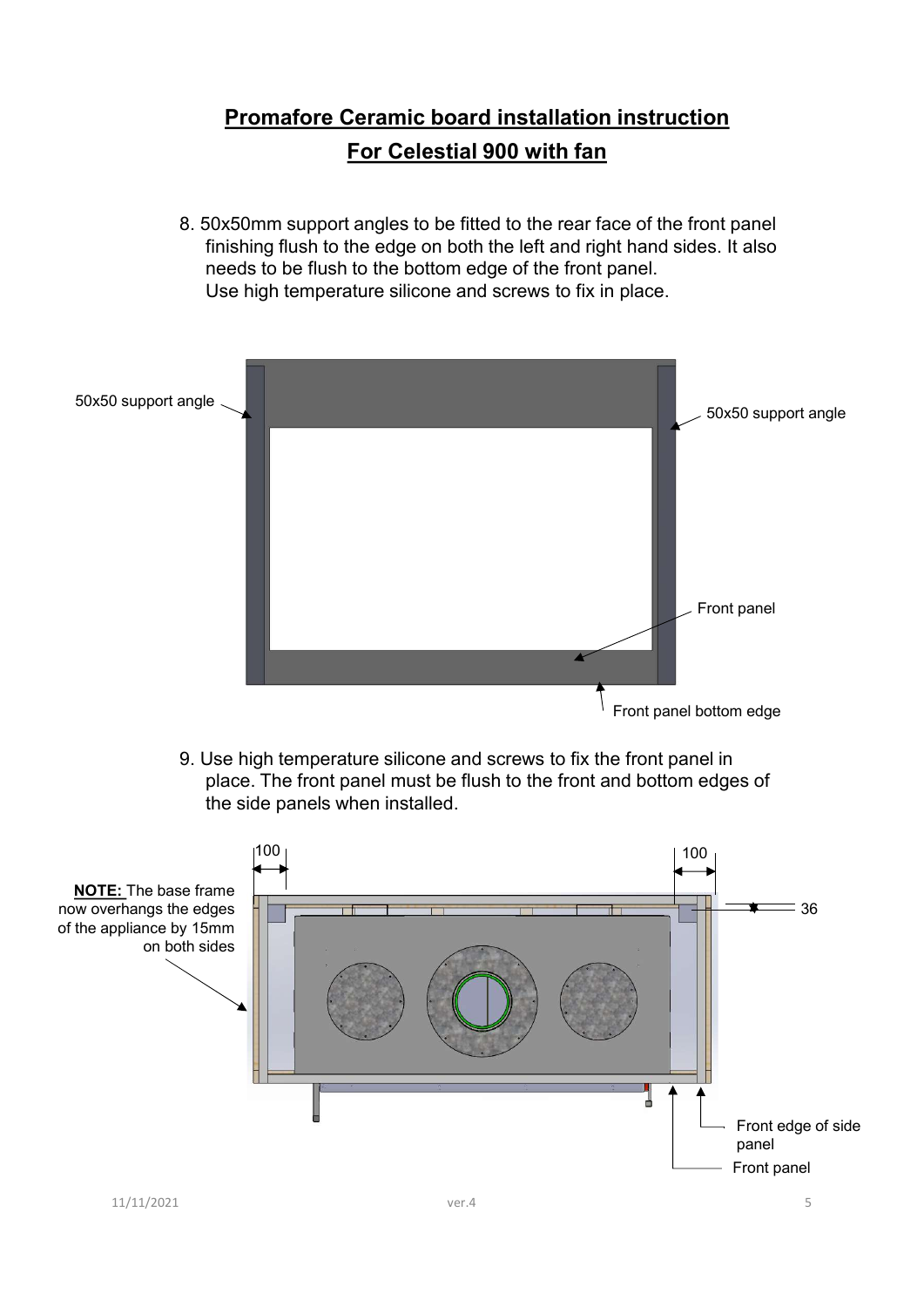## Promafore Ceramic board installation instruction

## For Celestial 900 with fan

8. 50x50mm support angles to be fitted to the rear face of the front panel finishing flush to the edge on both the left and right hand sides. It also needs to be flush to the bottom edge of the front panel.
   Use high temperature silicone and screws to fix in place.

50x50 support angle

50x50 support angle

Front panel

Front panel bottom edge

9. Use high temperature silicone and screws to fix the front panel in place. The front panel must be flush to the front and bottom edges of the side panels when installed.

100

100

36

**NOTE:** The base frame now overhangs the edges of the appliance by 15mm on both sides

Front edge of side panel

Front panel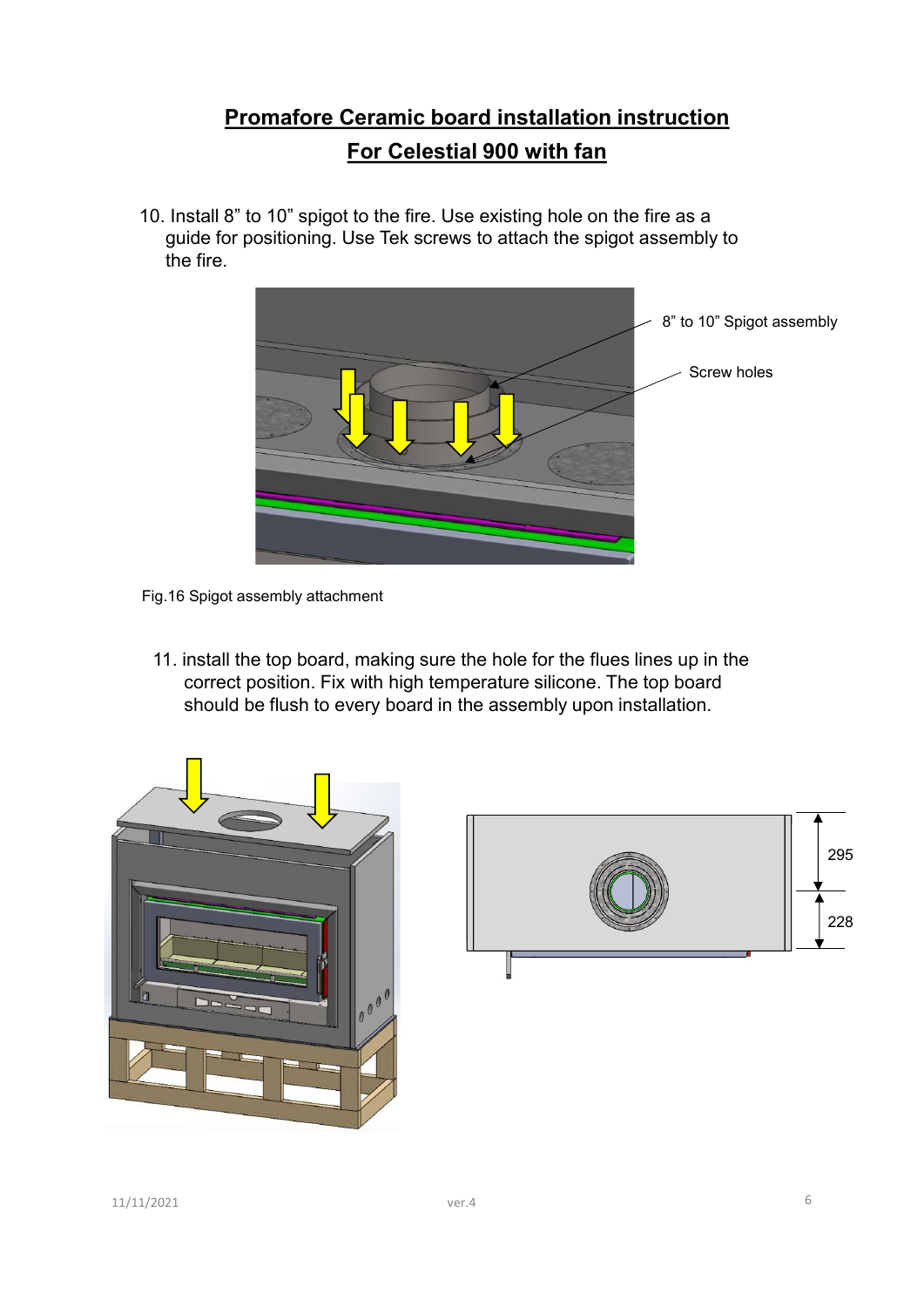## Promafore Ceramic board installation instruction

## For Celestial 900 with fan

10. Install 8” to 10” spigot to the fire. Use existing hole on the fire as a guide for positioning. Use Tek screws to attach the spigot assembly to the fire.

8” to 10” Spigot assembly

Screw holes

Fig.16 Spigot assembly attachment

11. install the top board, making sure the hole for the flues lines up in the correct position. Fix with high temperature silicone. The top board should be flush to every board in the assembly upon installation.

295

228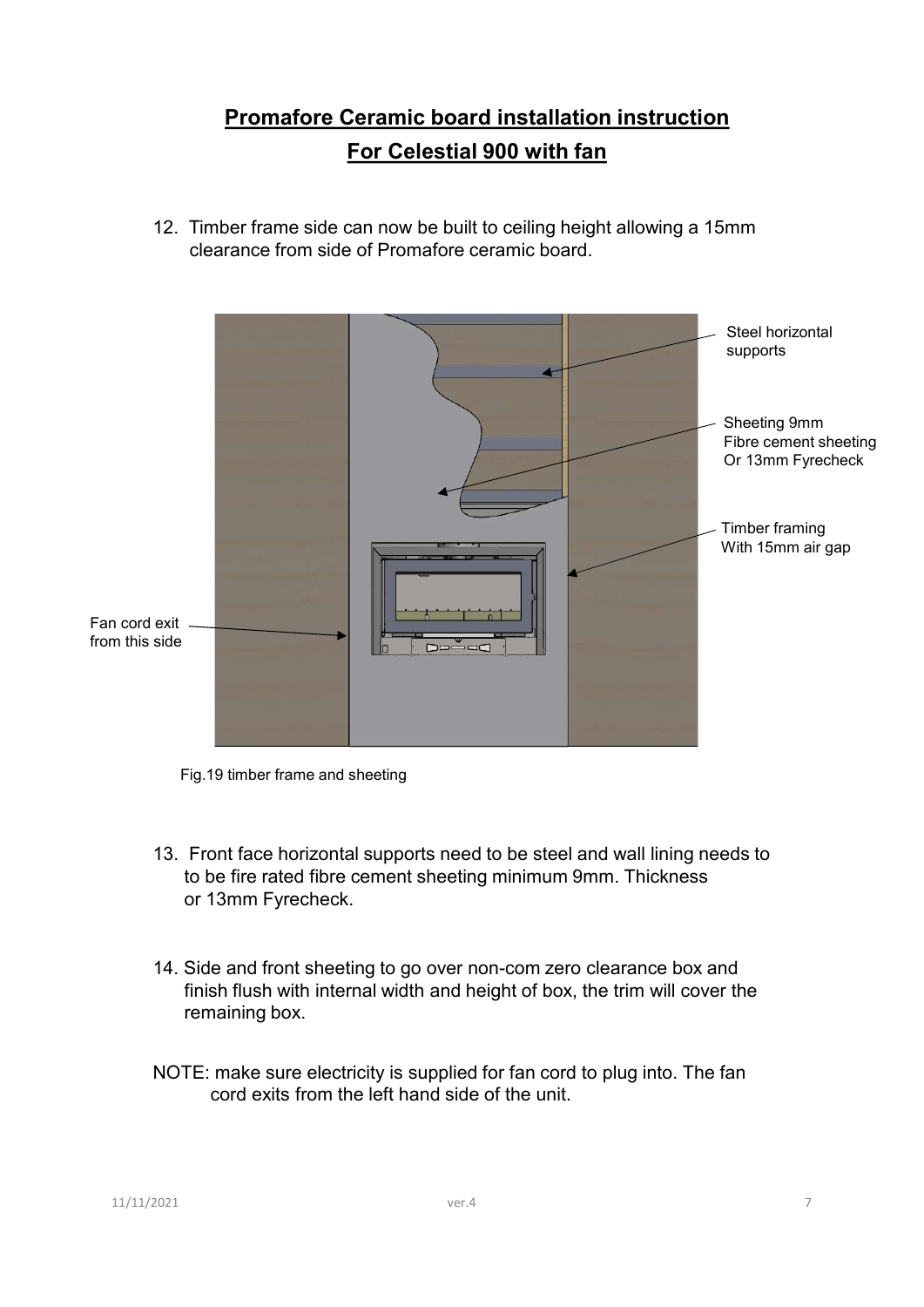## Promafore Ceramic board installation instruction

## For Celestial 900 with fan

12. Timber frame side can now be built to ceiling height allowing a 15mm clearance from side of Promafore ceramic board.

Steel horizontal supports

Sheeting 9mm Fibre cement sheeting Or 13mm Fyrecheck

Timber framing With 15mm air gap

Fan cord exit from this side

Fig.19 timber frame and sheeting

13. Front face horizontal supports need to be steel and wall lining needs to to be fire rated fibre cement sheeting minimum 9mm. Thickness or 13mm Fyrecheck.

14. Side and front sheeting to go over non-com zero clearance box and finish flush with internal width and height of box, the trim will cover the remaining box.

NOTE: make sure electricity is supplied for fan cord to plug into. The fan cord exits from the left hand side of the unit.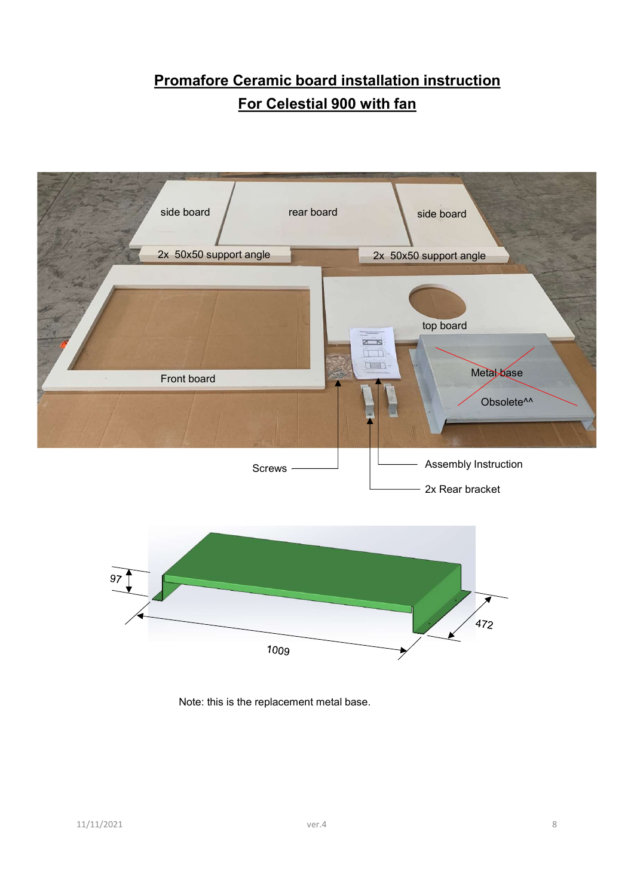# Promafore Ceramic board installation instruction
## For Celestial 900 with fan

side board

rear board

side board

2x 50x50 support angle

2x 50x50 support angle

top board

Front board

Metal base

Obsolete^^

Screws

Assembly Instruction

2x Rear bracket

97

472

1009

Note: this is the replacement metal base.